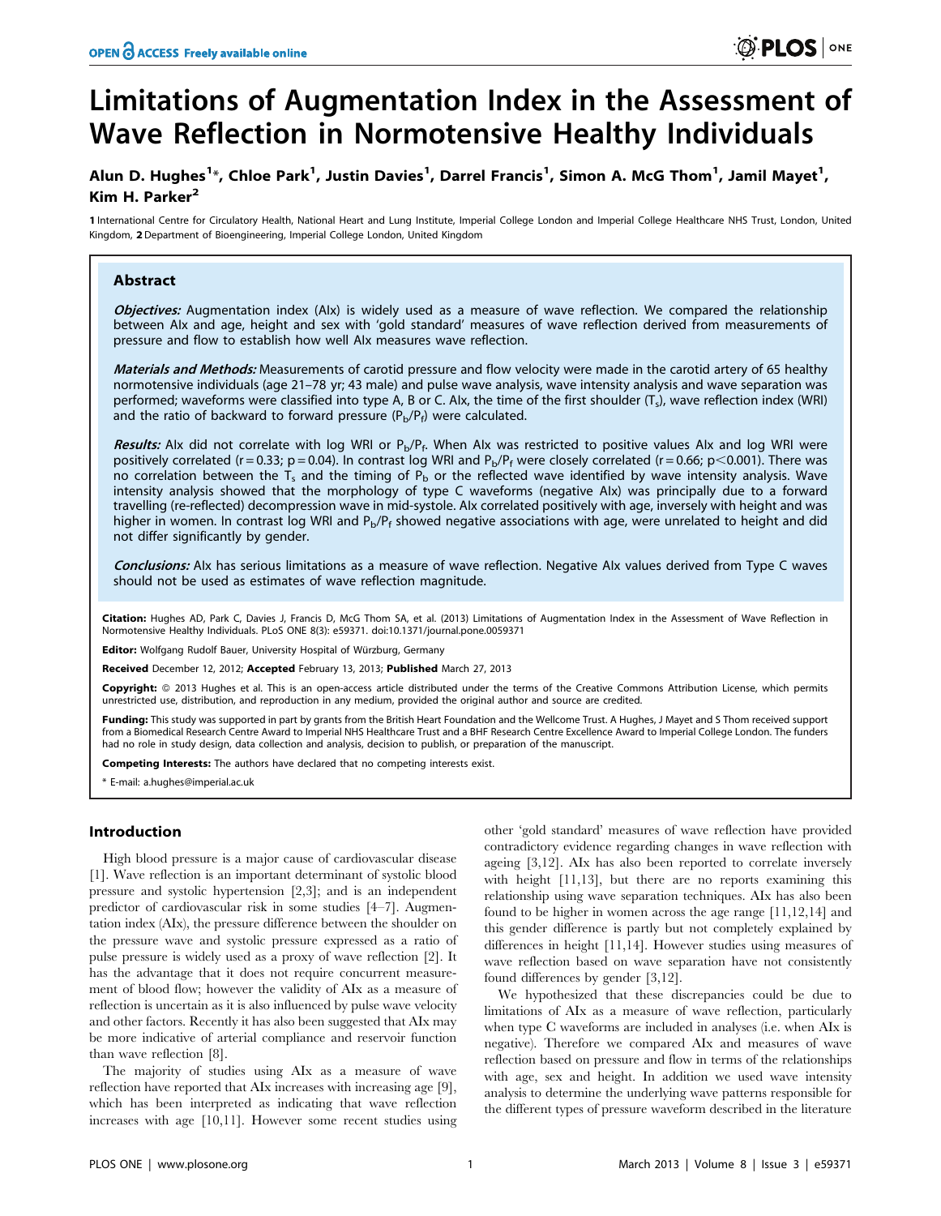# Limitations of Augmentation Index in the Assessment of Wave Reflection in Normotensive Healthy Individuals

**Alun D. Hughes[1]*, Chloe Park[1], Justin Davies[1], Darrel Francis[1], Simon A. McG Thom[1], Jamil Mayet[1], Kim H. Parker[2]**

1 International Centre for Circulatory Health, National Heart and Lung Institute, Imperial College London and Imperial College Healthcare NHS Trust, London, United Kingdom, 2 Department of Bioengineering, Imperial College London, London, United Kingdom

## Abstract

***Objectives:*** Augmentation index (AIx) is widely used as a measure of wave reflection. We compared the relationship between AIx and age, height and sex with 'gold standard' measures of wave reflection derived from measurements of pressure and flow to establish how well AIx measures wave reflection.

***Materials and Methods:*** Measurements of carotid pressure and flow velocity were made in the carotid artery of 65 healthy normotensive individuals (age 21–78 yr; 43 male) and pulse wave analysis, wave intensity analysis and wave separation was performed; waveforms were classified into type A, B or C. AIx, the time of the first shoulder ($T_s$), wave reflection index (WRI) and the ratio of backward to forward pressure ($P_b/P_f$) were calculated.

***Results:*** AIx did not correlate with log WRI or $P_b/P_f$. When AIx was restricted to positive values AIx and log WRI were positively correlated ($r = 0.33$; $p = 0.04$). In contrast log WRI and $P_b/P_f$ were closely correlated ($r = 0.66$; $p < 0.001$). There was no correlation between the $T_s$ and the timing of $P_b$ or the reflected wave identified by wave intensity analysis. Wave intensity analysis showed that the morphology of type C waveforms (negative AIx) was principally due to a forward travelling (re-reflected) decompression wave in mid-systole. AIx correlated positively with age, inversely with height and was higher in women. In contrast log WRI and $P_b/P_f$ showed negative associations with age, were unrelated to height and did not differ significantly by gender.

***Conclusions:*** AIx has serious limitations as a measure of wave reflection. Negative AIx values derived from Type C waves should not be used as estimates of wave reflection magnitude.

**Citation:** Hughes AD, Park C, Davies J, Francis D, McG Thom SA, et al. (2013) Limitations of Augmentation Index in the Assessment of Wave Reflection in Normotensive Healthy Individuals. PLoS ONE 8(3): e59371. doi:10.1371/journal.pone.0059371

**Editor:** Wolfgang Rudolf Bauer, University Hospital of Würzburg, Germany

**Received** December 12, 2012; **Accepted** February 13, 2013; **Published** March 27, 2013

**Copyright:** © 2013 Hughes et al. This is an open-access article distributed under the terms of the Creative Commons Attribution License, which permits unrestricted use, distribution, and reproduction in any medium, provided the original author and source are credited.

**Funding:** This study was supported in part by grants from the British Heart Foundation and the Wellcome Trust. A Hughes, J Mayet and S Thom received support from a Biomedical Research Centre Award to Imperial NHS Healthcare Trust and a BHF Research Centre Excellence Award to Imperial College London. The funders had no role in study design, data collection and analysis, decision to publish, or preparation of the manuscript.

**Competing Interests:** The authors have declared that no competing interests exist.

\* E-mail: a.hughes@imperial.ac.uk

## Introduction

High blood pressure is a major cause of cardiovascular disease [1]. Wave reflection is an important determinant of systolic blood pressure and systolic hypertension [2,3]; and is an independent predictor of cardiovascular risk in some studies [4–7]. Augmentation index (AIx), the pressure difference between the shoulder on the pressure wave and systolic pressure expressed as a ratio of pulse pressure is widely used as a proxy of wave reflection [2]. It has the advantage that it does not require concurrent measurement of blood flow; however the validity of AIx as a measure of reflection is uncertain as it is also influenced by pulse wave velocity and other factors. Recently it has also been suggested that AIx may be more indicative of arterial compliance and reservoir function than wave reflection [8].

The majority of studies using AIx as a measure of wave reflection have reported that AIx increases with increasing age [9], which has been interpreted as indicating that wave reflection increases with age [10,11]. However some recent studies using other 'gold standard' measures of wave reflection have provided contradictory evidence regarding changes in wave reflection with ageing [3,12]. AIx has also been reported to correlate inversely with height [11,13], but there are no reports examining this relationship using wave separation techniques. AIx has also been found to be higher in women across the age range [11,12,14] and this gender difference is partly but not completely explained by differences in height [11,14]. However studies using measures of wave reflection based on wave separation have not consistently found differences by gender [3,12].

We hypothesized that these discrepancies could be due to limitations of AIx as a measure of wave reflection, particularly when type C waveforms are included in analyses (i.e. when AIx is negative). Therefore we compared AIx and measures of wave reflection based on pressure and flow in terms of the relationships with age, sex and height. In addition we used wave intensity analysis to determine the underlying wave patterns responsible for the different types of pressure waveform described in the literature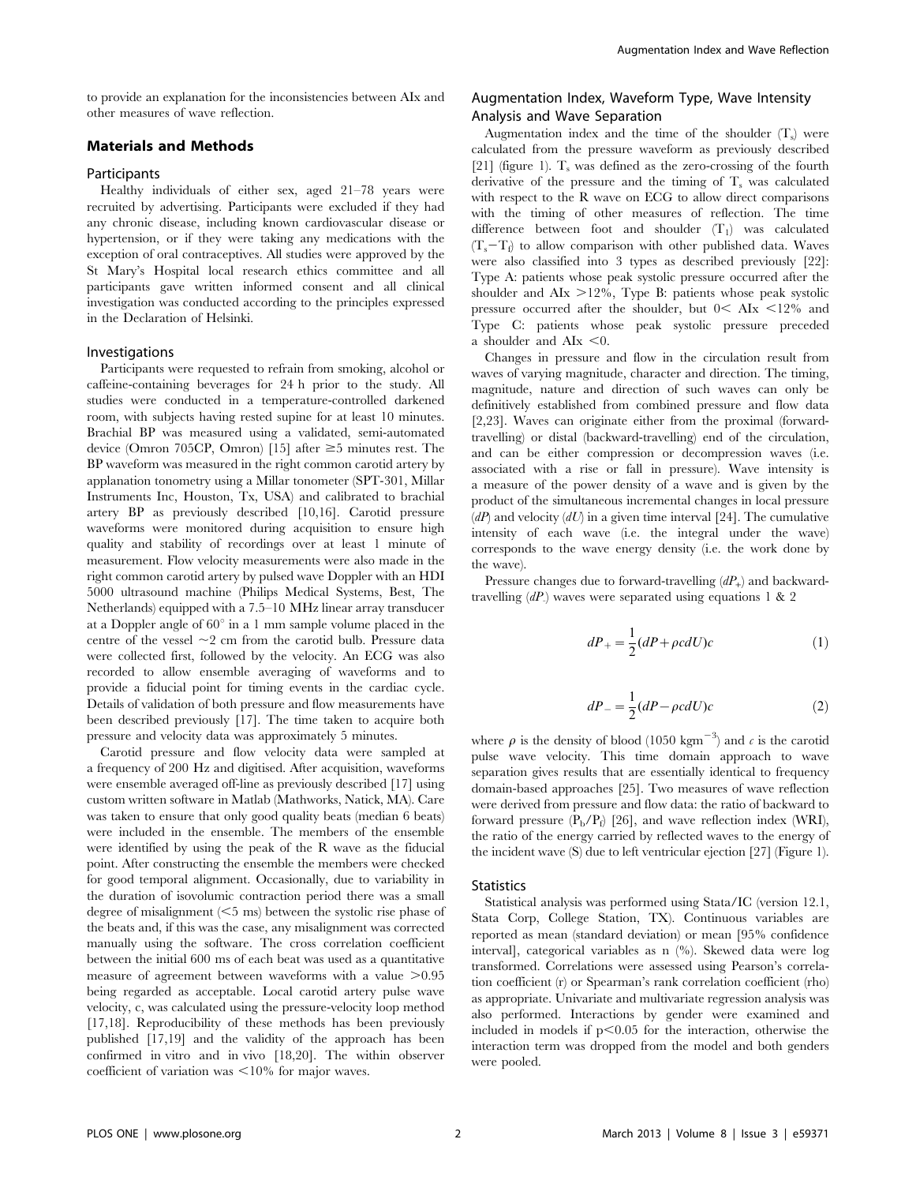to provide an explanation for the inconsistencies between AIx and other measures of wave reflection.

## Materials and Methods

### Participants

Healthy individuals of either sex, aged 21–78 years were recruited by advertising. Participants were excluded if they had any chronic disease, including known cardiovascular disease or hypertension, or if they were taking any medications with the exception of oral contraceptives. All studies were approved by the St Mary's Hospital local research ethics committee and all participants gave written informed consent and all clinical investigation was conducted according to the principles expressed in the Declaration of Helsinki.

### Investigations

Participants were requested to refrain from smoking, alcohol or caffeine-containing beverages for 24 h prior to the study. All studies were conducted in a temperature-controlled darkened room, with subjects having rested supine for at least 10 minutes. Brachial BP was measured using a validated, semi-automated device (Omron 705CP, Omron) [15] after ≥5 minutes rest. The BP waveform was measured in the right common carotid artery by applanation tonometry using a Millar tonometer (SPT-301, Millar Instruments Inc, Houston, Tx, USA) and calibrated to brachial artery BP as previously described [10,16]. Carotid pressure waveforms were monitored during acquisition to ensure high quality and stability of recordings over at least 1 minute of measurement. Flow velocity measurements were also made in the right common carotid artery by pulsed wave Doppler with an HDI 5000 ultrasound machine (Philips Medical Systems, Best, The Netherlands) equipped with a 7.5–10 MHz linear array transducer at a Doppler angle of 60° in a 1 mm sample volume placed in the centre of the vessel ~2 cm from the carotid bulb. Pressure data were collected first, followed by the velocity. An ECG was also recorded to allow ensemble averaging of waveforms and to provide a fiducial point for timing events in the cardiac cycle. Details of validation of both pressure and flow measurements have been described previously [17]. The time taken to acquire both pressure and velocity data was approximately 5 minutes.

Carotid pressure and flow velocity data were sampled at a frequency of 200 Hz and digitised. After acquisition, waveforms were ensemble averaged off-line as previously described [17] using custom written software in Matlab (Mathworks, Natick, MA). Care was taken to ensure that only good quality beats (median 6 beats) were included in the ensemble. The members of the ensemble were identified by using the peak of the R wave as the fiducial point. After constructing the ensemble the members were checked for good temporal alignment. Occasionally, due to variability in the duration of isovolumic contraction period there was a small degree of misalignment (<5 ms) between the systolic rise phase of the beats and, if this was the case, any misalignment was corrected manually using the software. The cross correlation coefficient between the initial 600 ms of each beat was used as a quantitative measure of agreement between waveforms with a value >0.95 being regarded as acceptable. Local carotid artery pulse wave velocity, c, was calculated using the pressure-velocity loop method [17,18]. Reproducibility of these methods has been previously published [17,19] and the validity of the approach has been confirmed in vitro and in vivo [18,20]. The within observer coefficient of variation was <10% for major waves.

### Augmentation Index, Waveform Type, Wave Intensity Analysis and Wave Separation

Augmentation index and the time of the shoulder ($T_s$) were calculated from the pressure waveform as previously described [21] (figure 1). $T_s$ was defined as the zero-crossing of the fourth derivative of the pressure and the timing of $T_s$ was calculated with respect to the R wave on ECG to allow direct comparisons with the timing of other measures of reflection. The time difference between foot and shoulder ($T_f$) was calculated ($T_s - T_f$) to allow comparison with other published data. Waves were also classified into 3 types as described previously [22]: Type A: patients whose peak systolic pressure occurred after the shoulder and AIx >12%, Type B: patients whose peak systolic pressure occurred after the shoulder, but 0< AIx <12% and Type C: patients whose peak systolic pressure preceded a shoulder and AIx <0.

Changes in pressure and flow in the circulation result from waves of varying magnitude, character and direction. The timing, magnitude, nature and direction of such waves can only be definitively established from combined pressure and flow data [2,23]. Waves can originate either from the proximal (forward-travelling) or distal (backward-travelling) end of the circulation, and can be either compression or decompression waves (i.e. associated with a rise or fall in pressure). Wave intensity is a measure of the power density of a wave and is given by the product of the simultaneous incremental changes in local pressure ($dP$) and velocity ($dU$) in a given time interval [24]. The cumulative intensity of each wave (i.e. the integral under the wave) corresponds to the wave energy density (i.e. the work done by the wave).

Pressure changes due to forward-travelling ($dP_+$) and backward-travelling ($dP_-$) waves were separated using equations 1 & 2

$$dP_+ = \frac{1}{2}(dP + \rho c dU)c \tag{1}$$

$$dP_- = \frac{1}{2}(dP - \rho c dU)c \tag{2}$$

where $\rho$ is the density of blood (1050 $\text{kgm}^{-3}$) and $c$ is the carotid pulse wave velocity. This time domain approach to wave separation gives results that are essentially identical to frequency domain-based approaches [25]. Two measures of wave reflection were derived from pressure and flow data: the ratio of backward to forward pressure ($P_b/P_f$) [26], and wave reflection index (WRI), the ratio of the energy carried by reflected waves to the energy of the incident wave (S) due to left ventricular ejection [27] (Figure 1).

### Statistics

Statistical analysis was performed using Stata/IC (version 12.1, Stata Corp, College Station, TX). Continuous variables are reported as mean (standard deviation) or mean [95% confidence interval], categorical variables as n (%). Skewed data were log transformed. Correlations were assessed using Pearson's correlation coefficient (r) or Spearman's rank correlation coefficient (rho) as appropriate. Univariate and multivariate regression analysis was also performed. Interactions by gender were examined and included in models if $p<0.05$ for the interaction, otherwise the interaction term was dropped from the model and both genders were pooled.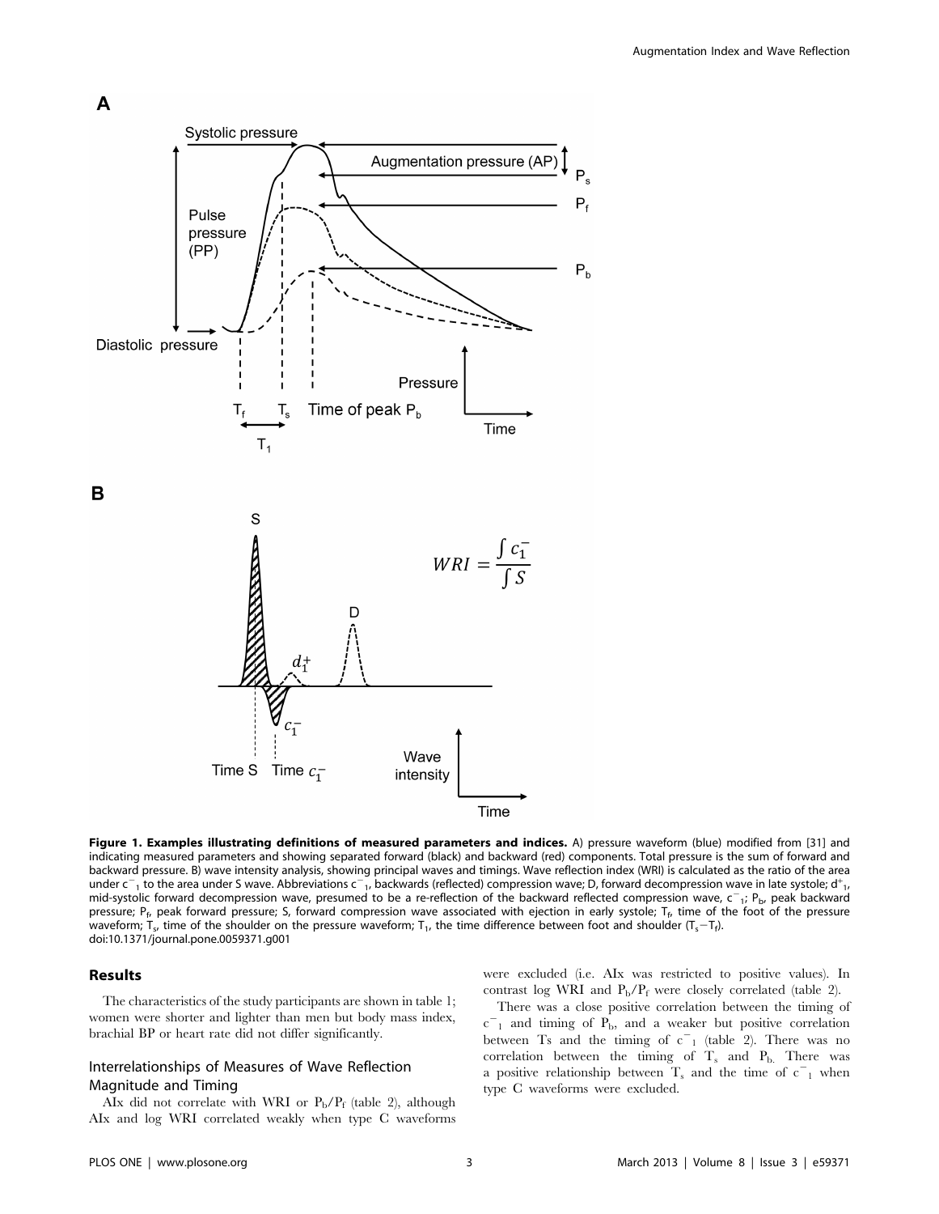**Figure 1. Examples illustrating definitions of measured parameters and indices.** A) pressure waveform (blue) modified from [31] and indicating measured parameters and showing separated forward (black) and backward (red) components. Total pressure is the sum of forward and backward pressure. B) wave intensity analysis, showing principal waves and timings. Wave reflection index (WRI) is calculated as the ratio of the area under $c^{-}_{1}$ to the area under S wave. Abbreviations $c^{-}_{1}$, backwards (reflected) compression wave; D, forward decompression wave in late systole; $d^{+}_{1}$, mid-systolic forward decompression wave, presumed to be a re-reflection of the backward reflected compression wave, $c^{-}_{1}$; $P_b$, peak backward pressure; $P_f$, peak forward pressure; S, forward compression wave associated with ejection in early systole; $T_f$, time of the foot of the pressure waveform; $T_s$, time of the shoulder on the pressure waveform; $T_1$, the time difference between foot and shoulder ($T_s - T_f$).
doi:10.1371/journal.pone.0059371.g001

## Results

The characteristics of the study participants are shown in table 1; women were shorter and lighter than men but body mass index, brachial BP or heart rate did not differ significantly.

### Interrelationships of Measures of Wave Reflection Magnitude and Timing

AIx did not correlate with WRI or $P_b/P_f$ (table 2), although AIx and log WRI correlated weakly when type C waveforms were excluded (i.e. AIx was restricted to positive values). In contrast log WRI and $P_b/P_f$ were closely correlated (table 2).

There was a close positive correlation between the timing of $c^{-}_{1}$ and timing of $P_b$, and a weaker but positive correlation between Ts and the timing of $c^{-}_{1}$ (table 2). There was no correlation between the timing of $T_s$ and $P_b$. There was a positive relationship between $T_s$ and the time of $c^{-}_{1}$ when type C waveforms were excluded.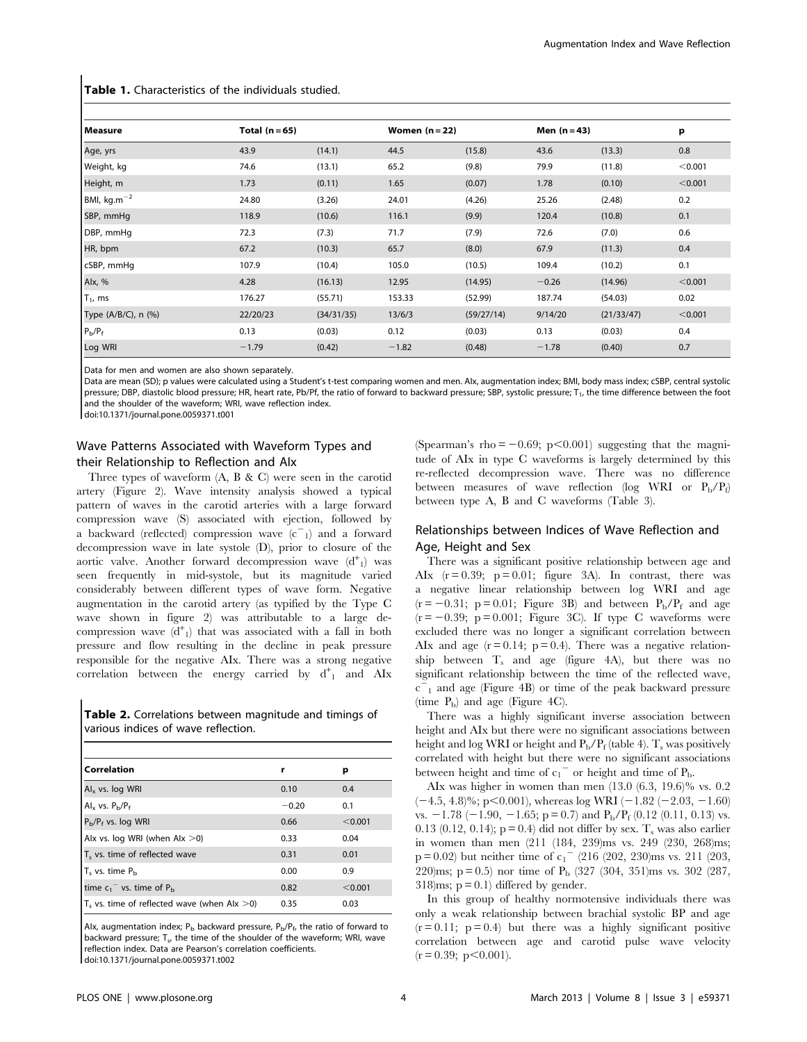**Table 1.** Characteristics of the individuals studied.

| Measure | Total (n = 65) | | Women (n = 22) | | Men (n = 43) | | p |
|---|---|---|---|---|---|---|---|
| Age, yrs | 43.9 | (14.1) | 44.5 | (15.8) | 43.6 | (13.3) | 0.8 |
| Weight, kg | 74.6 | (13.1) | 65.2 | (9.8) | 79.9 | (11.8) | <0.001 |
| Height, m | 1.73 | (0.11) | 1.65 | (0.07) | 1.78 | (0.10) | <0.001 |
| BMI, kg.m$^{-2}$ | 24.80 | (3.26) | 24.01 | (4.26) | 25.26 | (2.48) | 0.2 |
| SBP, mmHg | 118.9 | (10.6) | 116.1 | (9.9) | 120.4 | (10.8) | 0.1 |
| DBP, mmHg | 72.3 | (7.3) | 71.7 | (7.9) | 72.6 | (7.0) | 0.6 |
| HR, bpm | 67.2 | (10.3) | 65.7 | (8.0) | 67.9 | (11.3) | 0.4 |
| cSBP, mmHg | 107.9 | (10.4) | 105.0 | (10.5) | 109.4 | (10.2) | 0.1 |
| AIx, % | 4.28 | (16.13) | 12.95 | (14.95) | −0.26 | (14.96) | <0.001 |
| $T_1$, ms | 176.27 | (55.71) | 153.33 | (52.99) | 187.74 | (54.03) | 0.02 |
| Type (A/B/C), n (%) | 22/20/23 | (34/31/35) | 13/6/3 | (59/27/14) | 9/14/20 | (21/33/47) | <0.001 |
| $P_b/P_f$ | 0.13 | (0.03) | 0.12 | (0.03) | 0.13 | (0.03) | 0.4 |
| Log WRI | −1.79 | (0.42) | −1.82 | (0.48) | −1.78 | (0.40) | 0.7 |

Data for men and women are also shown separately.
Data are mean (SD); p values were calculated using a Student's t-test comparing women and men. AIx, augmentation index; BMI, body mass index; cSBP, central systolic pressure; DBP, diastolic blood pressure; HR, heart rate, Pb/Pf, the ratio of forward to backward pressure; SBP, systolic pressure; $T_1$, the time difference between the foot and the shoulder of the waveform; WRI, wave reflection index.
doi:10.1371/journal.pone.0059371.t001

## Wave Patterns Associated with Waveform Types and their Relationship to Reflection and AIx

Three types of waveform (A, B & C) were seen in the carotid artery (Figure 2). Wave intensity analysis showed a typical pattern of waves in the carotid arteries with a large forward compression wave (S) associated with ejection, followed by a backward (reflected) compression wave ($c^-_1$) and a forward decompression wave in late systole (D), prior to closure of the aortic valve. Another forward decompression wave ($d^+_1$) was seen frequently in mid-systole, but its magnitude varied considerably between different types of wave form. Negative augmentation in the carotid artery (as typified by the Type C wave shown in figure 2) was attributable to a large decompression wave ($d^+_1$) that was associated with a fall in both pressure and flow resulting in the decline in peak pressure responsible for the negative AIx. There was a strong negative correlation between the energy carried by $d^+_1$ and AIx (Spearman's rho = −0.69; p<0.001) suggesting that the magnitude of AIx in type C waveforms is largely determined by this re-reflected decompression wave. There was no difference between measures of wave reflection (log WRI or $P_b/P_f$) between type A, B and C waveforms (Table 3).

**Table 2.** Correlations between magnitude and timings of various indices of wave reflection.

| Correlation | r | p |
|---|---|---|
| $AI_x$ vs. log WRI | 0.10 | 0.4 |
| $AI_x$ vs. $P_b/P_f$ | −0.20 | 0.1 |
| $P_b/P_f$ vs. log WRI | 0.66 | <0.001 |
| AIx vs. log WRI (when AIx >0) | 0.33 | 0.04 |
| $T_s$ vs. time of reflected wave | 0.31 | 0.01 |
| $T_s$ vs. time $P_b$ | 0.00 | 0.9 |
| time $c_1^-$ vs. time of $P_b$ | 0.82 | <0.001 |
| $T_s$ vs. time of reflected wave (when AIx >0) | 0.35 | 0.03 |

AIx, augmentation index; $P_b$ backward pressure, $P_b/P_f$, the ratio of forward to backward pressure; $T_s$, the time of the shoulder of the waveform; WRI, wave reflection index. Data are Pearson's correlation coefficients.
doi:10.1371/journal.pone.0059371.t002

## Relationships between Indices of Wave Reflection and Age, Height and Sex

There was a significant positive relationship between age and AIx (r = 0.39; p = 0.01; figure 3A). In contrast, there was a negative linear relationship between log WRI and age (r = −0.31; p = 0.01; Figure 3B) and between $P_b/P_f$ and age (r = −0.39; p = 0.001; Figure 3C). If type C waveforms were excluded there was no longer a significant correlation between AIx and age (r = 0.14; p = 0.4). There was a negative relationship between $T_s$ and age (figure 4A), but there was no significant relationship between the time of the reflected wave, $c^-_1$ and age (Figure 4B) or time of the peak backward pressure (time $P_b$) and age (Figure 4C).

There was a highly significant inverse association between height and AIx but there were no significant associations between height and log WRI or height and $P_b/P_f$ (table 4). $T_s$ was positively correlated with height but there were no significant associations between height and time of $c_1^-$ or height and time of $P_b$.

AIx was higher in women than men (13.0 (6.3, 19.6)% vs. 0.2 (−4.5, 4.8)%; p<0.001), whereas log WRI (−1.82 (−2.03, −1.60) vs. −1.78 (−1.90, −1.65; p = 0.7) and $P_b/P_f$ (0.12 (0.11, 0.13) vs. 0.13 (0.12, 0.14); p = 0.4) did not differ by sex. $T_s$ was also earlier in women than men (211 (184, 239)ms vs. 249 (230, 268)ms; p = 0.02) but neither time of $c_1^-$ (216 (202, 230)ms vs. 211 (203, 220)ms; p = 0.5) nor time of $P_b$ (327 (304, 351)ms vs. 302 (287, 318)ms; p = 0.1) differed by gender.

In this group of healthy normotensive individuals there was only a weak relationship between brachial systolic BP and age (r = 0.11; p = 0.4) but there was a highly significant positive correlation between age and carotid pulse wave velocity (r = 0.39; p<0.001).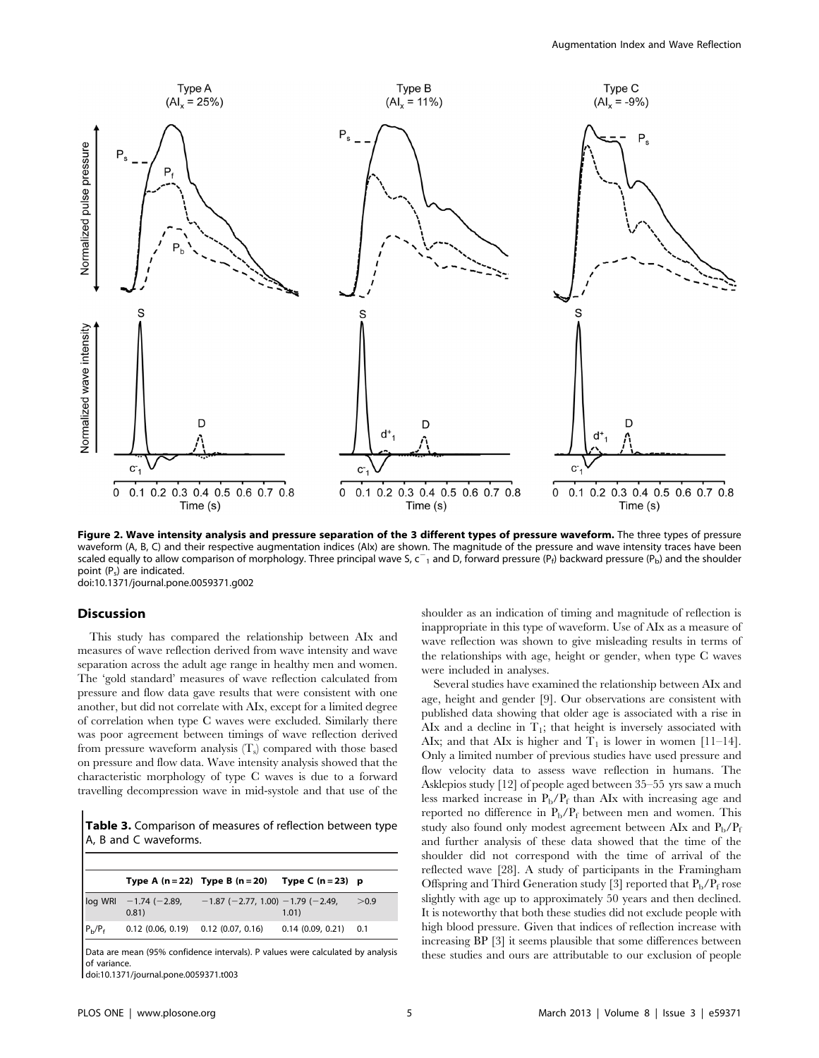**Figure 2. Wave intensity analysis and pressure separation of the 3 different types of pressure waveform.** The three types of pressure waveform (A, B, C) and their respective augmentation indices (AIx) are shown. The magnitude of the pressure and wave intensity traces have been scaled equally to allow comparison of morphology. Three principal wave S, $c^{-}_{1}$ and D, forward pressure ($P_f$) backward pressure ($P_b$) and the shoulder point ($P_s$) are indicated.
doi:10.1371/journal.pone.0059371.g002

## Discussion

This study has compared the relationship between AIx and measures of wave reflection derived from wave intensity and wave separation across the adult age range in healthy men and women. The 'gold standard' measures of wave reflection calculated from pressure and flow data gave results that were consistent with one another, but did not correlate with AIx, except for a limited degree of correlation when type C waves were excluded. Similarly there was poor agreement between timings of wave reflection derived from pressure waveform analysis ($T_s$) compared with those based on pressure and flow data. Wave intensity analysis showed that the characteristic morphology of type C waves is due to a forward travelling decompression wave in mid-systole and that use of the shoulder as an indication of timing and magnitude of reflection is inappropriate in this type of waveform. Use of AIx as a measure of wave reflection was shown to give misleading results in terms of the relationships with age, height or gender, when type C waves were included in analyses.

**Table 3.** Comparison of measures of reflection between type A, B and C waveforms.

| | Type A (n = 22) | Type B (n = 20) | Type C (n = 23) | p |
|---|---|---|---|---|
| log WRI | −1.74 (−2.89, 0.81) | −1.87 (−2.77, 1.00) | −1.79 (−2.49, 1.01) | >0.9 |
| $P_b/P_f$ | 0.12 (0.06, 0.19) | 0.12 (0.07, 0.16) | 0.14 (0.09, 0.21) | 0.1 |

Data are mean (95% confidence intervals). P values were calculated by analysis of variance.
doi:10.1371/journal.pone.0059371.t003

Several studies have examined the relationship between AIx and age, height and gender [9]. Our observations are consistent with published data showing that older age is associated with a rise in AIx and a decline in $T_1$; that height is inversely associated with AIx; and that AIx is higher and $T_1$ is lower in women [11–14]. Only a limited number of previous studies have used pressure and flow velocity data to assess wave reflection in humans. The Asklepios study [12] of people aged between 35–55 yrs saw a much less marked increase in $P_b/P_f$ than AIx with increasing age and reported no difference in $P_b/P_f$ between men and women. This study also found only modest agreement between AIx and $P_b/P_f$ and further analysis of these data showed that the time of the shoulder did not correspond with the time of arrival of the reflected wave [28]. A study of participants in the Framingham Offspring and Third Generation study [3] reported that $P_b/P_f$ rose slightly with age up to approximately 50 years and then declined. It is noteworthy that both these studies did not exclude people with high blood pressure. Given that indices of reflection increase with increasing BP [3] it seems plausible that some differences between these studies and ours are attributable to our exclusion of people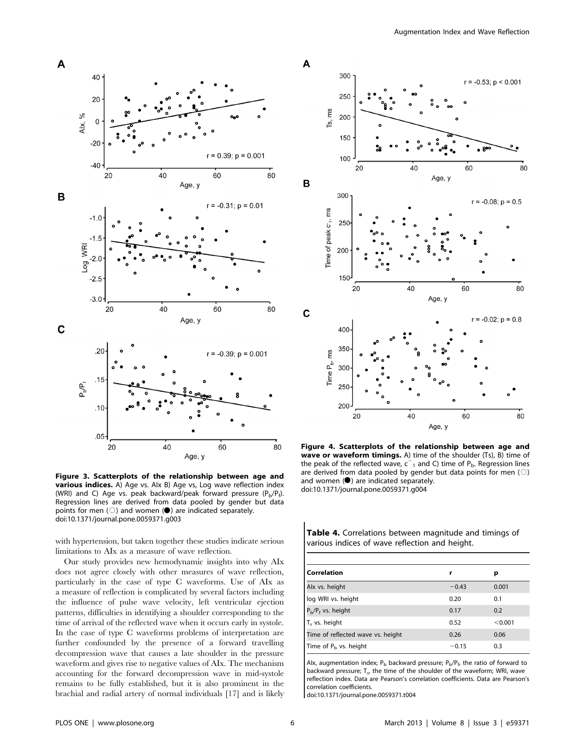**Figure 3. Scatterplots of the relationship between age and various indices.** A) Age vs. AIx B) Age vs, Log wave reflection index (WRI) and C) Age vs. peak backward/peak forward pressure ($P_b/P_f$). Regression lines are derived from data pooled by gender but data points for men (○) and women (●) are indicated separately.
doi:10.1371/journal.pone.0059371.g003

**Figure 4. Scatterplots of the relationship between age and wave or waveform timings.** A) time of the shoulder (Ts), B) time of the peak of the reflected wave, $c^{-}_{1}$ and C) time of $P_b$. Regression lines are derived from data pooled by gender but data points for men (○) and women (●) are indicated separately.
doi:10.1371/journal.pone.0059371.g004

with hypertension, but taken together these studies indicate serious limitations to AIx as a measure of wave reflection.

Our study provides new hemodynamic insights into why AIx does not agree closely with other measures of wave reflection, particularly in the case of type C waveforms. Use of AIx as a measure of reflection is complicated by several factors including the influence of pulse wave velocity, left ventricular ejection patterns, difficulties in identifying a shoulder corresponding to the time of arrival of the reflected wave when it occurs early in systole. In the case of type C waveforms problems of interpretation are further confounded by the presence of a forward travelling decompression wave that causes a late shoulder in the pressure waveform and gives rise to negative values of AIx. The mechanism accounting for the forward decompression wave in mid-systole remains to be fully established, but it is also prominent in the brachial and radial artery of normal individuals [17] and is likely

**Table 4.** Correlations between magnitude and timings of various indices of wave reflection and height.

| Correlation | r | p |
|---|---|---|
| AIx vs. height | −0.43 | 0.001 |
| log WRI vs. height | 0.20 | 0.1 |
| $P_b/P_f$ vs. height | 0.17 | 0.2 |
| $T_s$ vs. height | 0.52 | <0.001 |
| Time of reflected wave vs. height | 0.26 | 0.06 |
| Time of $P_b$ vs. height | −0.15 | 0.3 |

AIx, augmentation index; $P_b$ backward pressure; $P_b/P_f$, the ratio of forward to backward pressure; $T_s$, the time of the shoulder of the waveform; WRI, wave reflection index. Data are Pearson's correlation coefficients. Data are Pearson's correlation coefficients.
doi:10.1371/journal.pone.0059371.t004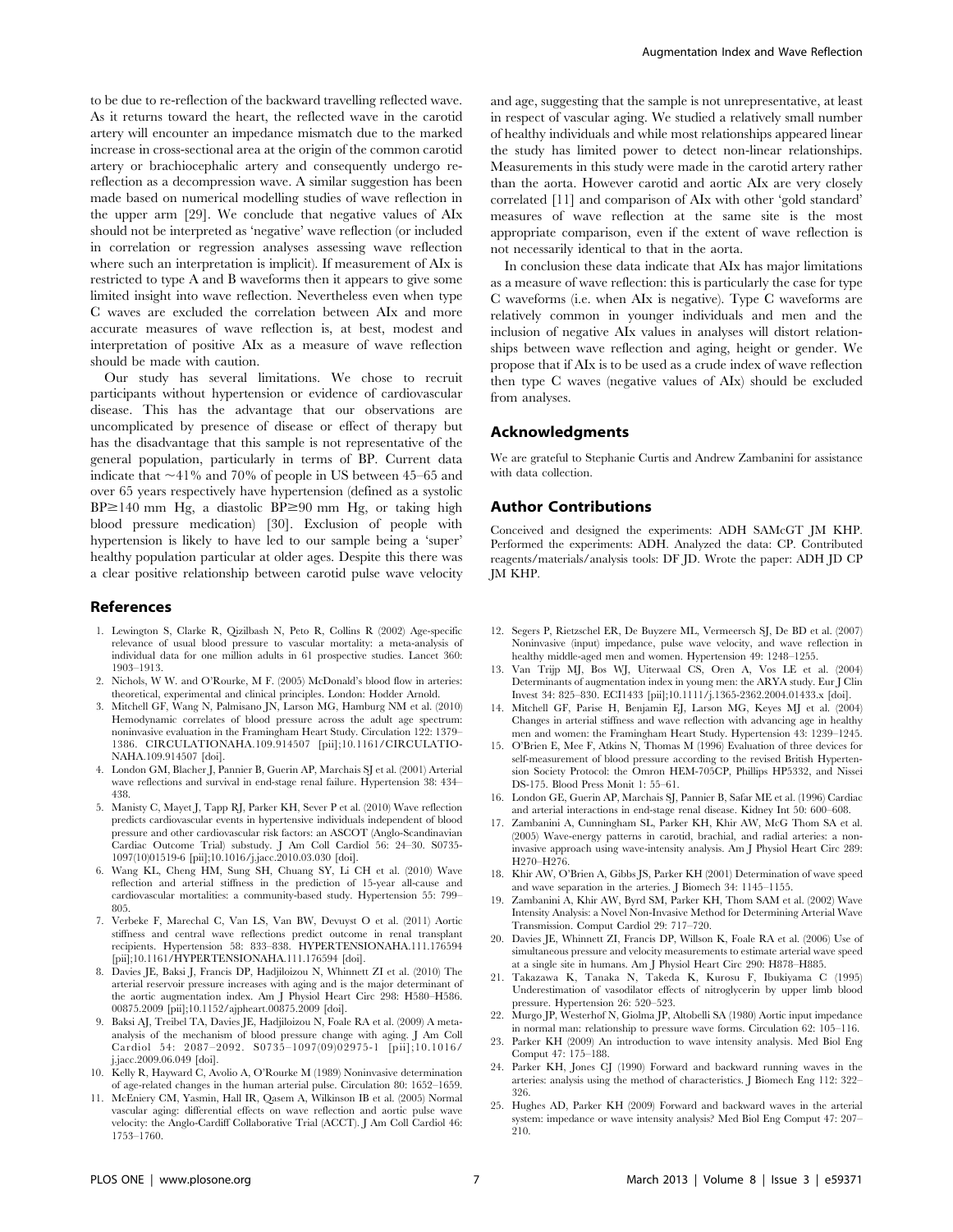to be due to re-reflection of the backward travelling reflected wave. As it returns toward the heart, the reflected wave in the carotid artery will encounter an impedance mismatch due to the marked increase in cross-sectional area at the origin of the common carotid artery or brachiocephalic artery and consequently undergo re-reflection as a decompression wave. A similar suggestion has been made based on numerical modelling studies of wave reflection in the upper arm [29]. We conclude that negative values of AIx should not be interpreted as 'negative' wave reflection (or included in correlation or regression analyses assessing wave reflection where such an interpretation is implicit). If measurement of AIx is restricted to type A and B waveforms then it appears to give some limited insight into wave reflection. Nevertheless even when type C waves are excluded the correlation between AIx and more accurate measures of wave reflection is, at best, modest and interpretation of positive AIx as a measure of wave reflection should be made with caution.

Our study has several limitations. We chose to recruit participants without hypertension or evidence of cardiovascular disease. This has the advantage that our observations are uncomplicated by presence of disease or effect of therapy but has the disadvantage that this sample is not representative of the general population, particularly in terms of BP. Current data indicate that ~41% and 70% of people in US between 45–65 and over 65 years respectively have hypertension (defined as a systolic BP≥140 mm Hg, a diastolic BP≥90 mm Hg, or taking high blood pressure medication) [30]. Exclusion of people with hypertension is likely to have led to our sample being a 'super' healthy population particular at older ages. Despite this there was a clear positive relationship between carotid pulse wave velocity and age, suggesting that the sample is not unrepresentative, at least in respect of vascular aging. We studied a relatively small number of healthy individuals and while most relationships appeared linear the study has limited power to detect non-linear relationships. Measurements in this study were made in the carotid artery rather than the aorta. However carotid and aortic AIx are very closely correlated [11] and comparison of AIx with other 'gold standard' measures of wave reflection at the same site is the most appropriate comparison, even if the extent of wave reflection is not necessarily identical to that in the aorta.

In conclusion these data indicate that AIx has major limitations as a measure of wave reflection: this is particularly the case for type C waveforms (i.e. when AIx is negative). Type C waveforms are relatively common in younger individuals and men and the inclusion of negative AIx values in analyses will distort relationships between wave reflection and aging, height or gender. We propose that if AIx is to be used as a crude index of wave reflection then type C waves (negative values of AIx) should be excluded from analyses.

## Acknowledgments

We are grateful to Stephanie Curtis and Andrew Zambanini for assistance with data collection.

## Author Contributions

Conceived and designed the experiments: ADH SAMcGT JM KHP. Performed the experiments: ADH. Analyzed the data: CP. Contributed reagents/materials/analysis tools: DF JD. Wrote the paper: ADH JD CP JM KHP.

## References

1. Lewington S, Clarke R, Qizilbash N, Peto R, Collins R (2002) Age-specific relevance of usual blood pressure to vascular mortality: a meta-analysis of individual data for one million adults in 61 prospective studies. Lancet 360: 1903–1913.
2. Nichols, W W. and O'Rourke, M F. (2005) McDonald's blood flow in arteries: theoretical, experimental and clinical principles. London: Hodder Arnold.
3. Mitchell GF, Wang N, Palmisano JN, Larson MG, Hamburg NM et al. (2010) Hemodynamic correlates of blood pressure across the adult age spectrum: noninvasive evaluation in the Framingham Heart Study. Circulation 122: 1379–1386. CIRCULATIONAHA.109.914507 [pii];10.1161/CIRCULATIONAHA.109.914507 [doi].
4. London GM, Blacher J, Pannier B, Guerin AP, Marchais SJ et al. (2001) Arterial wave reflections and survival in end-stage renal failure. Hypertension 38: 434–438.
5. Manisty C, Mayet J, Tapp RJ, Parker KH, Sever P et al. (2010) Wave reflection predicts cardiovascular events in hypertensive individuals independent of blood pressure and other cardiovascular risk factors: an ASCOT (Anglo-Scandinavian Cardiac Outcome Trial) substudy. J Am Coll Cardiol 56: 24–30. S0735-1097(10)01519-6 [pii];10.1016/j.jacc.2010.03.030 [doi].
6. Wang KL, Cheng HM, Sung SH, Chuang SY, Li CH et al. (2010) Wave reflection and arterial stiffness in the prediction of 15-year all-cause and cardiovascular mortalities: a community-based study. Hypertension 55: 799–805.
7. Verbeke F, Marechal C, Van LS, Van BW, Devuyst O et al. (2011) Aortic stiffness and central wave reflections predict outcome in renal transplant recipients. Hypertension 58: 833–838. HYPERTENSIONAHA.111.176594 [pii];10.1161/HYPERTENSIONAHA.111.176594 [doi].
8. Davies JE, Baksi J, Francis DP, Hadjiloizou N, Whinnett ZI et al. (2010) The arterial reservoir pressure increases with aging and is the major determinant of the aortic augmentation index. Am J Physiol Heart Circ 298: H580–H586. 00875.2009 [pii];10.1152/ajpheart.00875.2009 [doi].
9. Baksi AJ, Treibel TA, Davies JE, Hadjiloizou N, Foale RA et al. (2009) A meta-analysis of the mechanism of blood pressure change with aging. J Am Coll Cardiol 54: 2087–2092. S0735-1097(09)02975-1 [pii];10.1016/j.jacc.2009.06.049 [doi].
10. Kelly R, Hayward C, Avolio A, O'Rourke M (1989) Noninvasive determination of age-related changes in the human arterial pulse. Circulation 80: 1652–1659.
11. McEniery CM, Yasmin, Hall IR, Qasem A, Wilkinson IB et al. (2005) Normal vascular aging: differential effects on wave reflection and aortic pulse wave velocity: the Anglo-Cardiff Collaborative Trial (ACCT). J Am Coll Cardiol 46: 1753–1760.
12. Segers P, Rietzschel ER, De Buyzere ML, Vermeersch SJ, De BD et al. (2007) Noninvasive (input) impedance, pulse wave velocity, and wave reflection in healthy middle-aged men and women. Hypertension 49: 1248–1255.
13. Van Trijp MJ, Bos WJ, Uiterwaal CS, Oren A, Vos LE et al. (2004) Determinants of augmentation index in young men: the ARYA study. Eur J Clin Invest 34: 825–830. ECI1433 [pii];10.1111/j.1365-2362.2004.01433.x [doi].
14. Mitchell GF, Parise H, Benjamin EJ, Larson MG, Keyes MJ et al. (2004) Changes in arterial stiffness and wave reflection with advancing age in healthy men and women: the Framingham Heart Study. Hypertension 43: 1239–1245.
15. O'Brien E, Mee F, Atkins N, Thomas M (1996) Evaluation of three devices for self-measurement of blood pressure according to the revised British Hypertension Society Protocol: the Omron HEM-705CP, Phillips HP5332, and Nissei DS-175. Blood Press Monit 1: 55–61.
16. London GE, Guerin AP, Marchais SJ, Pannier B, Safar ME et al. (1996) Cardiac and arterial interactions in end-stage renal disease. Kidney Int 50: 600–608.
17. Zambanini A, Cunningham SL, Parker KH, Khir AW, McG Thom SA et al. (2005) Wave-energy patterns in carotid, brachial, and radial arteries: a non-invasive approach using wave-intensity analysis. Am J Physiol Heart Circ 289: H270–H276.
18. Khir AW, O'Brien A, Gibbs JS, Parker KH (2001) Determination of wave speed and wave separation in the arteries. J Biomech 34: 1145–1155.
19. Zambanini A, Khir AW, Byrd SM, Parker KH, Thom SAM et al. (2002) Wave Intensity Analysis: A Novel Non-Invasive Method for Determining Arterial Wave Transmission. Comput Cardiol 29: 717–720.
20. Davies JE, Whinnett ZI, Francis DP, Willson K, Foale RA et al. (2006) Use of simultaneous pressure and velocity measurements to estimate arterial wave speed at a single site in humans. Am J Physiol Heart Circ 290: H878–H885.
21. Takazawa K, Tanaka N, Takeda K, Kurosu F, Ibukiyama C (1995) Underestimation of vasodilator effects of nitroglycerin by upper limb blood pressure. Hypertension 26: 520–523.
22. Murgo JP, Westerhof N, Giolma JP, Altobelli SA (1980) Aortic input impedance in normal man: relationship to pressure wave forms. Circulation 62: 105–116.
23. Parker KH (2009) An introduction to wave intensity analysis. Med Biol Eng Comput 47: 175–188.
24. Parker KH, Jones CJ (1990) Forward and backward running waves in the arteries: analysis using the method of characteristics. J Biomech Eng 112: 322–326.
25. Hughes AD, Parker KH (2009) Forward and backward waves in the arterial system: impedance or wave intensity analysis? Med Biol Eng Comput 47: 207–210.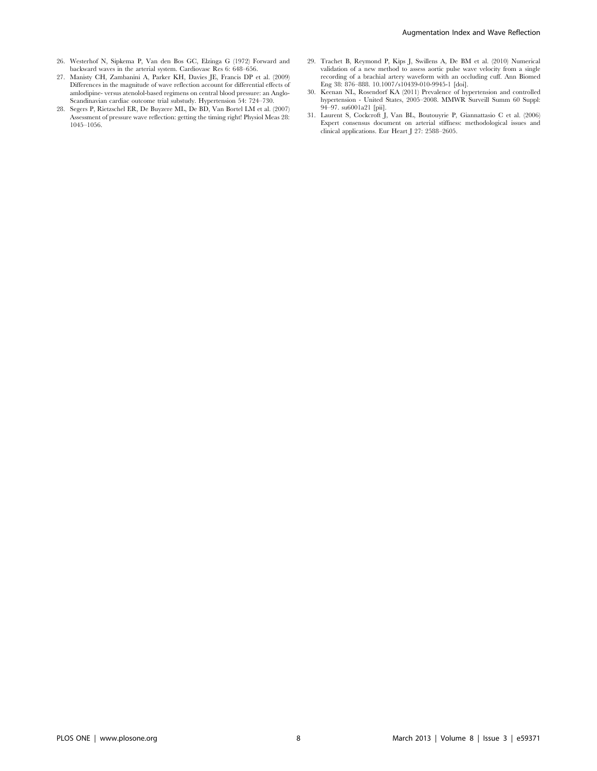26. Westerhof N, Sipkema P, Van den Bos GC, Elzinga G (1972) Forward and backward waves in the arterial system. Cardiovasc Res 6: 648–656.
27. Manisty CH, Zambanini A, Parker KH, Davies JE, Francis DP et al. (2009) Differences in the magnitude of wave reflection account for differential effects of amlodipine- versus atenolol-based regimens on central blood pressure: an Anglo-Scandinavian cardiac outcome trial substudy. Hypertension 54: 724–730.
28. Segers P, Rietzschel ER, De Buyzere ML, De BD, Van Bortel LM et al. (2007) Assessment of pressure wave reflection: getting the timing right! Physiol Meas 28: 1045–1056.
29. Trachet B, Reymond P, Kips J, Swillens A, De BM et al. (2010) Numerical validation of a new method to assess aortic pulse wave velocity from a single recording of a brachial artery waveform with an occluding cuff. Ann Biomed Eng 38: 876–888. 10.1007/s10439-010-9945-1 [doi].
30. Keenan NL, Rosendorf KA (2011) Prevalence of hypertension and controlled hypertension - United States, 2005–2008. MMWR Surveill Summ 60 Suppl: 94–97. su6001a21 [pii].
31. Laurent S, Cockcroft J, Van BL, Boutouyrie P, Giannattasio C et al. (2006) Expert consensus document on arterial stiffness: methodological issues and clinical applications. Eur Heart J 27: 2588–2605.